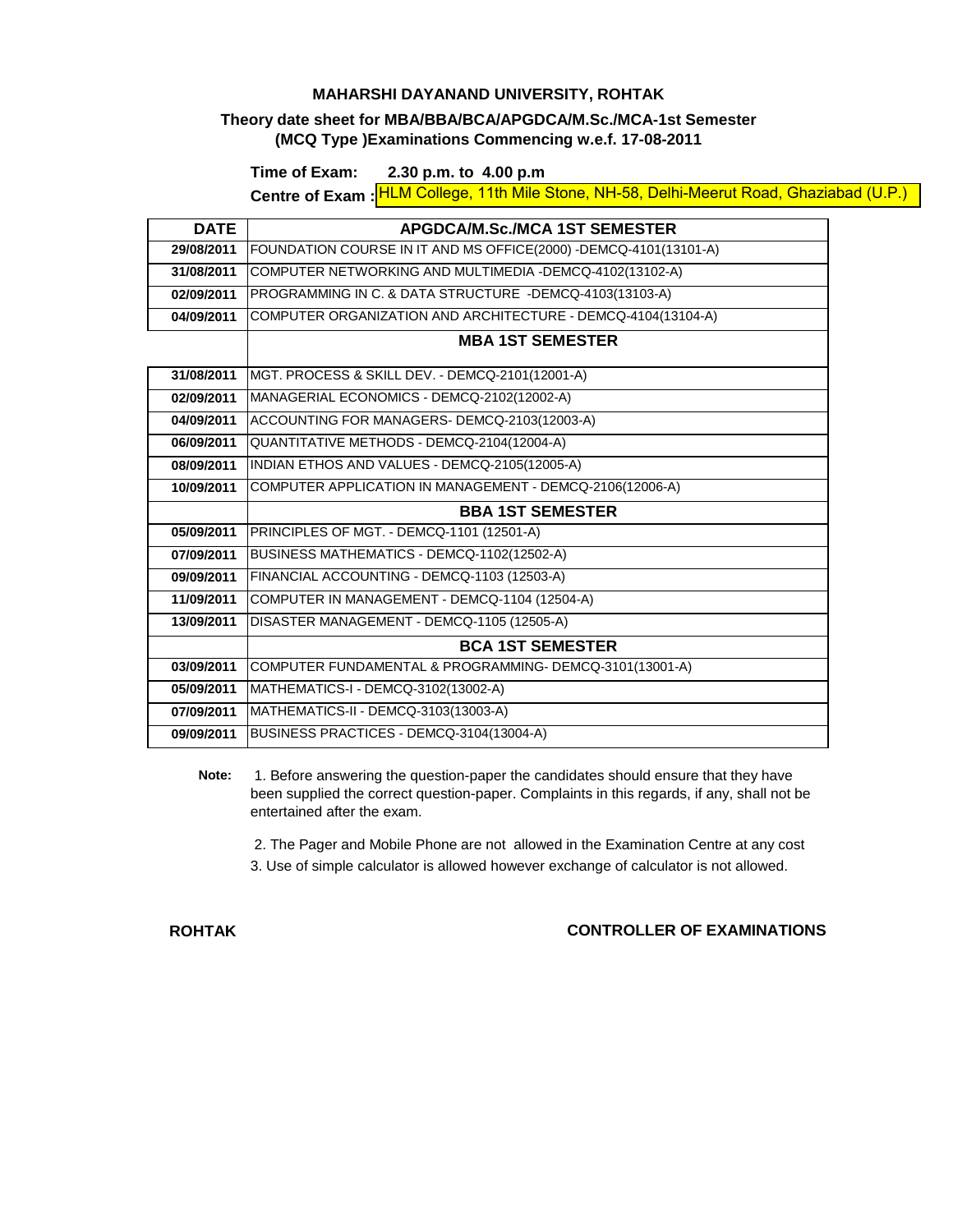**MAHARSHI DAYANAND UNIVERSITY, ROHTAK**

**Theory date sheet for MBA/BBA/BCA/APGDCA/M.Sc./MCA-1st Semester (MCQ Type )Examinations Commencing w.e.f. 17-08-2011**

**Time of Exam: 2.30 p.m. to 4.00 p.m**

**Centre of Exam :** HLM College, 11th Mile Stone, NH-58, Delhi-Meerut Road, Ghaziabad (U.P.)

| DATE | APGDCA/M.Sc./MCA 1ST SEMESTER |
|---|---|
| 29/08/2011 | FOUNDATION COURSE IN IT AND MS OFFICE(2000) -DEMCQ-4101(13101-A) |
| 31/08/2011 | COMPUTER NETWORKING AND MULTIMEDIA -DEMCQ-4102(13102-A) |
| 02/09/2011 | PROGRAMMING IN C. & DATA STRUCTURE -DEMCQ-4103(13103-A) |
| 04/09/2011 | COMPUTER ORGANIZATION AND ARCHITECTURE - DEMCQ-4104(13104-A) |
| | **MBA 1ST SEMESTER** |
| 31/08/2011 | MGT. PROCESS & SKILL DEV. - DEMCQ-2101(12001-A) |
| 02/09/2011 | MANAGERIAL ECONOMICS - DEMCQ-2102(12002-A) |
| 04/09/2011 | ACCOUNTING FOR MANAGERS- DEMCQ-2103(12003-A) |
| 06/09/2011 | QUANTITATIVE METHODS - DEMCQ-2104(12004-A) |
| 08/09/2011 | INDIAN ETHOS AND VALUES - DEMCQ-2105(12005-A) |
| 10/09/2011 | COMPUTER APPLICATION IN MANAGEMENT - DEMCQ-2106(12006-A) |
| | **BBA 1ST SEMESTER** |
| 05/09/2011 | PRINCIPLES OF MGT. - DEMCQ-1101 (12501-A) |
| 07/09/2011 | BUSINESS MATHEMATICS - DEMCQ-1102(12502-A) |
| 09/09/2011 | FINANCIAL ACCOUNTING - DEMCQ-1103 (12503-A) |
| 11/09/2011 | COMPUTER IN MANAGEMENT - DEMCQ-1104 (12504-A) |
| 13/09/2011 | DISASTER MANAGEMENT - DEMCQ-1105 (12505-A) |
| | **BCA 1ST SEMESTER** |
| 03/09/2011 | COMPUTER FUNDAMENTAL & PROGRAMMING- DEMCQ-3101(13001-A) |
| 05/09/2011 | MATHEMATICS-I - DEMCQ-3102(13002-A) |
| 07/09/2011 | MATHEMATICS-II - DEMCQ-3103(13003-A) |
| 09/09/2011 | BUSINESS PRACTICES - DEMCQ-3104(13004-A) |

**Note:**

1. Before answering the question-paper the candidates should ensure that they have been supplied the correct question-paper. Complaints in this regards, if any, shall not be entertained after the exam.
2. The Pager and Mobile Phone are not allowed in the Examination Centre at any cost
3. Use of simple calculator is allowed however exchange of calculator is not allowed.

**ROHTAK** **CONTROLLER OF EXAMINATIONS**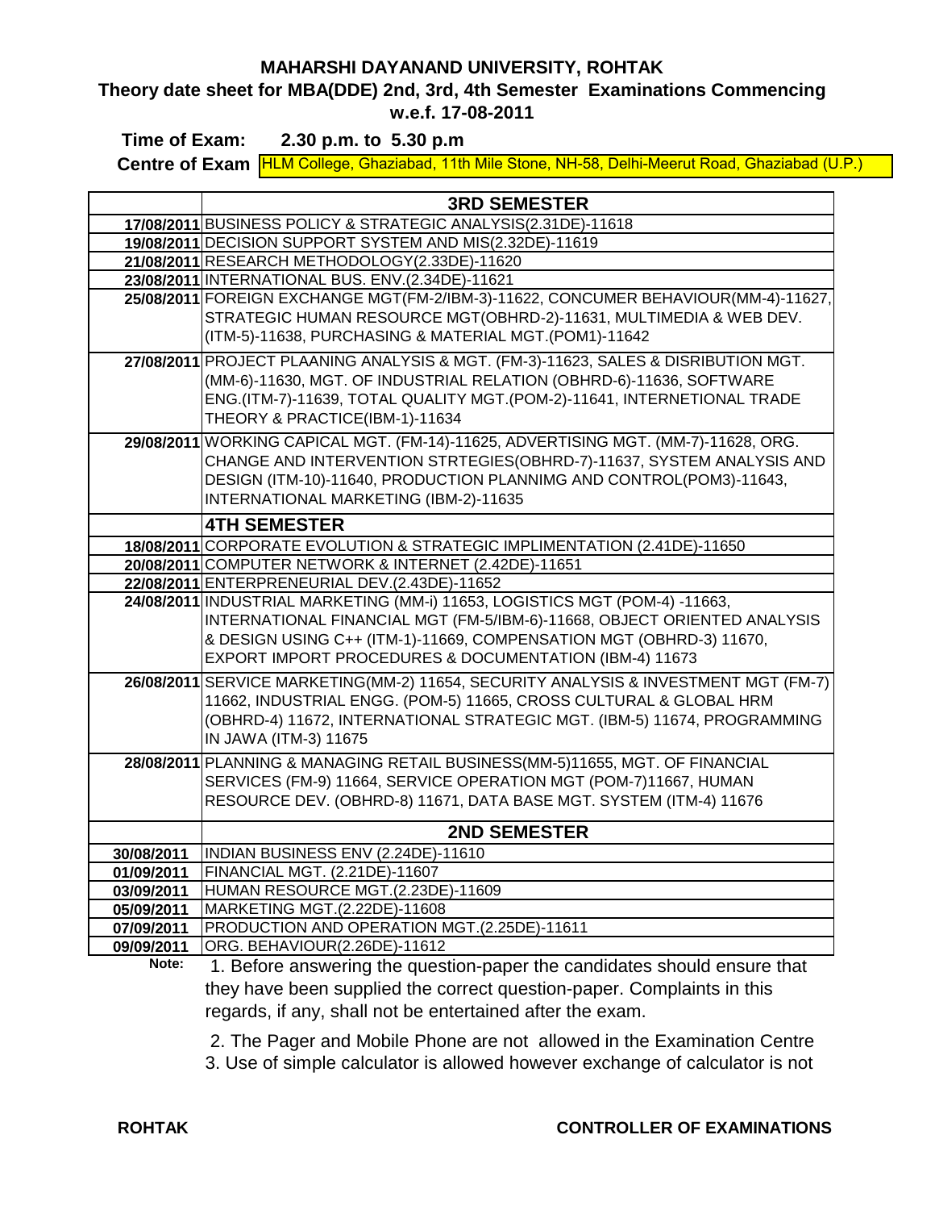**MAHARSHI DAYANAND UNIVERSITY, ROHTAK**

**Theory date sheet for MBA(DDE) 2nd, 3rd, 4th Semester Examinations Commencing w.e.f. 17-08-2011**

**Time of Exam: 2.30 p.m. to 5.30 p.m**

**Centre of Exam** HLM College, Ghaziabad, 11th Mile Stone, NH-58, Delhi-Meerut Road, Ghaziabad (U.P.)

| | **3RD SEMESTER** |
|---|---|
| 17/08/2011 | BUSINESS POLICY & STRATEGIC ANALYSIS(2.31DE)-11618 |
| 19/08/2011 | DECISION SUPPORT SYSTEM AND MIS(2.32DE)-11619 |
| 21/08/2011 | RESEARCH METHODOLOGY(2.33DE)-11620 |
| 23/08/2011 | INTERNATIONAL BUS. ENV.(2.34DE)-11621 |
| 25/08/2011 | FOREIGN EXCHANGE MGT(FM-2/IBM-3)-11622, CONCUMER BEHAVIOUR(MM-4)-11627, STRATEGIC HUMAN RESOURCE MGT(OBHRD-2)-11631, MULTIMEDIA & WEB DEV. (ITM-5)-11638, PURCHASING & MATERIAL MGT.(POM1)-11642 |
| 27/08/2011 | PROJECT PLAANING ANALYSIS & MGT. (FM-3)-11623, SALES & DISRIBUTION MGT. (MM-6)-11630, MGT. OF INDUSTRIAL RELATION (OBHRD-6)-11636, SOFTWARE ENG.(ITM-7)-11639, TOTAL QUALITY MGT.(POM-2)-11641, INTERNETIONAL TRADE THEORY & PRACTICE(IBM-1)-11634 |
| 29/08/2011 | WORKING CAPICAL MGT. (FM-14)-11625, ADVERTISING MGT. (MM-7)-11628, ORG. CHANGE AND INTERVENTION STRTEGIES(OBHRD-7)-11637, SYSTEM ANALYSIS AND DESIGN (ITM-10)-11640, PRODUCTION PLANNIMG AND CONTROL(POM3)-11643, INTERNATIONAL MARKETING (IBM-2)-11635 |
| | **4TH SEMESTER** |
| 18/08/2011 | CORPORATE EVOLUTION & STRATEGIC IMPLIMENTATION (2.41DE)-11650 |
| 20/08/2011 | COMPUTER NETWORK & INTERNET (2.42DE)-11651 |
| 22/08/2011 | ENTERPRENEURIAL DEV.(2.43DE)-11652 |
| 24/08/2011 | INDUSTRIAL MARKETING (MM-i) 11653, LOGISTICS MGT (POM-4) -11663, INTERNATIONAL FINANCIAL MGT (FM-5/IBM-6)-11668, OBJECT ORIENTED ANALYSIS & DESIGN USING C++ (ITM-1)-11669, COMPENSATION MGT (OBHRD-3) 11670, EXPORT IMPORT PROCEDURES & DOCUMENTATION (IBM-4) 11673 |
| 26/08/2011 | SERVICE MARKETING(MM-2) 11654, SECURITY ANALYSIS & INVESTMENT MGT (FM-7) 11662, INDUSTRIAL ENGG. (POM-5) 11665, CROSS CULTURAL & GLOBAL HRM (OBHRD-4) 11672, INTERNATIONAL STRATEGIC MGT. (IBM-5) 11674, PROGRAMMING IN JAWA (ITM-3) 11675 |
| 28/08/2011 | PLANNING & MANAGING RETAIL BUSINESS(MM-5)11655, MGT. OF FINANCIAL SERVICES (FM-9) 11664, SERVICE OPERATION MGT (POM-7)11667, HUMAN RESOURCE DEV. (OBHRD-8) 11671, DATA BASE MGT. SYSTEM (ITM-4) 11676 |
| | **2ND SEMESTER** |
| 30/08/2011 | INDIAN BUSINESS ENV (2.24DE)-11610 |
| 01/09/2011 | FINANCIAL MGT. (2.21DE)-11607 |
| 03/09/2011 | HUMAN RESOURCE MGT.(2.23DE)-11609 |
| 05/09/2011 | MARKETING MGT.(2.22DE)-11608 |
| 07/09/2011 | PRODUCTION AND OPERATION MGT.(2.25DE)-11611 |
| 09/09/2011 | ORG. BEHAVIOUR(2.26DE)-11612 |

**Note:**

1. Before answering the question-paper the candidates should ensure that they have been supplied the correct question-paper. Complaints in this regards, if any, shall not be entertained after the exam.
2. The Pager and Mobile Phone are not allowed in the Examination Centre
3. Use of simple calculator is allowed however exchange of calculator is not

**ROHTAK** **CONTROLLER OF EXAMINATIONS**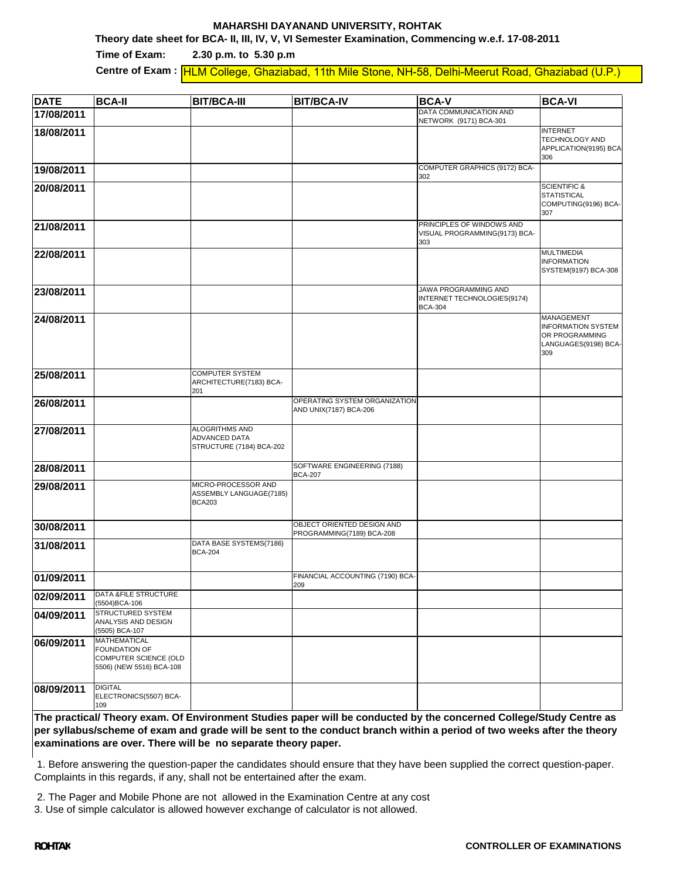**MAHARSHI DAYANAND UNIVERSITY, ROHTAK**

**Theory date sheet for BCA- II, III, IV, V, VI Semester Examination, Commencing w.e.f. 17-08-2011**

**Time of Exam: 2.30 p.m. to 5.30 p.m**

**Centre of Exam :** HLM College, Ghaziabad, 11th Mile Stone, NH-58, Delhi-Meerut Road, Ghaziabad (U.P.)

| DATE | BCA-II | BIT/BCA-III | BIT/BCA-IV | BCA-V | BCA-VI |
|---|---|---|---|---|---|
| 17/08/2011 | | | | DATA COMMUNICATION AND NETWORK (9171) BCA-301 | |
| 18/08/2011 | | | | | INTERNET TECHNOLOGY AND APPLICATION(9195) BCA-306 |
| 19/08/2011 | | | | COMPUTER GRAPHICS (9172) BCA-302 | |
| 20/08/2011 | | | | | SCIENTIFIC & STATISTICAL COMPUTING(9196) BCA-307 |
| 21/08/2011 | | | | PRINCIPLES OF WINDOWS AND VISUAL PROGRAMMING(9173) BCA-303 | |
| 22/08/2011 | | | | | MULTIMEDIA INFORMATION SYSTEM(9197) BCA-308 |
| 23/08/2011 | | | | JAWA PROGRAMMING AND INTERNET TECHNOLOGIES(9174) BCA-304 | |
| 24/08/2011 | | | | | MANAGEMENT INFORMATION SYSTEM OR PROGRAMMING LANGUAGES(9198) BCA-309 |
| 25/08/2011 | | COMPUTER SYSTEM ARCHITECTURE(7183) BCA-201 | | | |
| 26/08/2011 | | | OPERATING SYSTEM ORGANIZATION AND UNIX(7187) BCA-206 | | |
| 27/08/2011 | | ALOGRITHMS AND ADVANCED DATA STRUCTURE (7184) BCA-202 | | | |
| 28/08/2011 | | | SOFTWARE ENGINEERING (7188) BCA-207 | | |
| 29/08/2011 | | MICRO-PROCESSOR AND ASSEMBLY LANGUAGE(7185) BCA203 | | | |
| 30/08/2011 | | | OBJECT ORIENTED DESIGN AND PROGRAMMING(7189) BCA-208 | | |
| 31/08/2011 | | DATA BASE SYSTEMS(7186) BCA-204 | | | |
| 01/09/2011 | | | FINANCIAL ACCOUNTING (7190) BCA-209 | | |
| 02/09/2011 | DATA &FILE STRUCTURE (5504)BCA-106 | | | | |
| 04/09/2011 | STRUCTURED SYSTEM ANALYSIS AND DESIGN (5505) BCA-107 | | | | |
| 06/09/2011 | MATHEMATICAL FOUNDATION OF COMPUTER SCIENCE (OLD 5506) (NEW 5516) BCA-108 | | | | |
| 08/09/2011 | DIGITAL ELECTRONICS(5507) BCA-109 | | | | |

**The practical/ Theory exam. Of Environment Studies paper will be conducted by the concerned College/Study Centre as per syllabus/scheme of exam and grade will be sent to the conduct branch within a period of two weeks after the theory examinations are over. There will be no separate theory paper.**

1. Before answering the question-paper the candidates should ensure that they have been supplied the correct question-paper. Complaints in this regards, if any, shall not be entertained after the exam.

2. The Pager and Mobile Phone are not allowed in the Examination Centre at any cost

3. Use of simple calculator is allowed however exchange of calculator is not allowed.

**ROHTAK** **CONTROLLER OF EXAMINATIONS**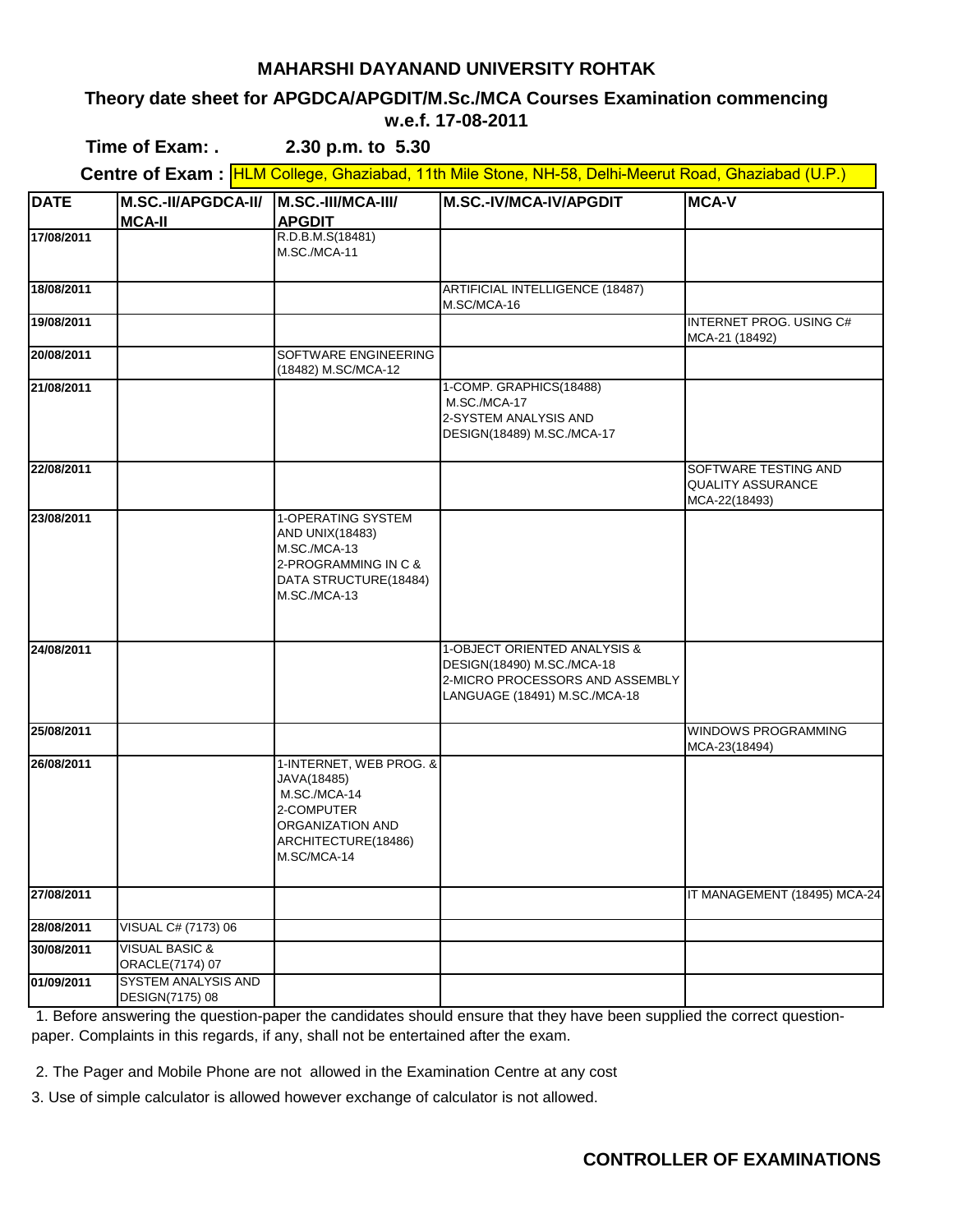**MAHARSHI DAYANAND UNIVERSITY ROHTAK**

**Theory date sheet for APGDCA/APGDIT/M.Sc./MCA Courses Examination commencing w.e.f. 17-08-2011**

**Time of Exam: . 2.30 p.m. to 5.30**

**Centre of Exam :** HLM College, Ghaziabad, 11th Mile Stone, NH-58, Delhi-Meerut Road, Ghaziabad (U.P.)

| DATE | M.SC.-II/APGDCA-II/ MCA-II | M.SC.-III/MCA-III/ APGDIT | M.SC.-IV/MCA-IV/APGDIT | MCA-V |
|---|---|---|---|---|
| 17/08/2011 | | R.D.B.M.S(18481) M.SC./MCA-11 | | |
| 18/08/2011 | | | ARTIFICIAL INTELLIGENCE (18487) M.SC/MCA-16 | |
| 19/08/2011 | | | | INTERNET PROG. USING C# MCA-21 (18492) |
| 20/08/2011 | | SOFTWARE ENGINEERING (18482) M.SC/MCA-12 | | |
| 21/08/2011 | | | 1-COMP. GRAPHICS(18488) M.SC./MCA-17<br>2-SYSTEM ANALYSIS AND DESIGN(18489) M.SC./MCA-17 | |
| 22/08/2011 | | | | SOFTWARE TESTING AND QUALITY ASSURANCE MCA-22(18493) |
| 23/08/2011 | | 1-OPERATING SYSTEM AND UNIX(18483) M.SC./MCA-13<br>2-PROGRAMMING IN C & DATA STRUCTURE(18484) M.SC./MCA-13 | | |
| 24/08/2011 | | | 1-OBJECT ORIENTED ANALYSIS & DESIGN(18490) M.SC./MCA-18<br>2-MICRO PROCESSORS AND ASSEMBLY LANGUAGE (18491) M.SC./MCA-18 | |
| 25/08/2011 | | | | WINDOWS PROGRAMMING MCA-23(18494) |
| 26/08/2011 | | 1-INTERNET, WEB PROG. & JAVA(18485) M.SC./MCA-14<br>2-COMPUTER ORGANIZATION AND ARCHITECTURE(18486) M.SC/MCA-14 | | |
| 27/08/2011 | | | | IT MANAGEMENT (18495) MCA-24 |
| 28/08/2011 | VISUAL C# (7173) 06 | | | |
| 30/08/2011 | VISUAL BASIC & ORACLE(7174) 07 | | | |
| 01/09/2011 | SYSTEM ANALYSIS AND DESIGN(7175) 08 | | | |

1. Before answering the question-paper the candidates should ensure that they have been supplied the correct question-paper. Complaints in this regards, if any, shall not be entertained after the exam.

2. The Pager and Mobile Phone are not allowed in the Examination Centre at any cost

3. Use of simple calculator is allowed however exchange of calculator is not allowed.

**CONTROLLER OF EXAMINATIONS**